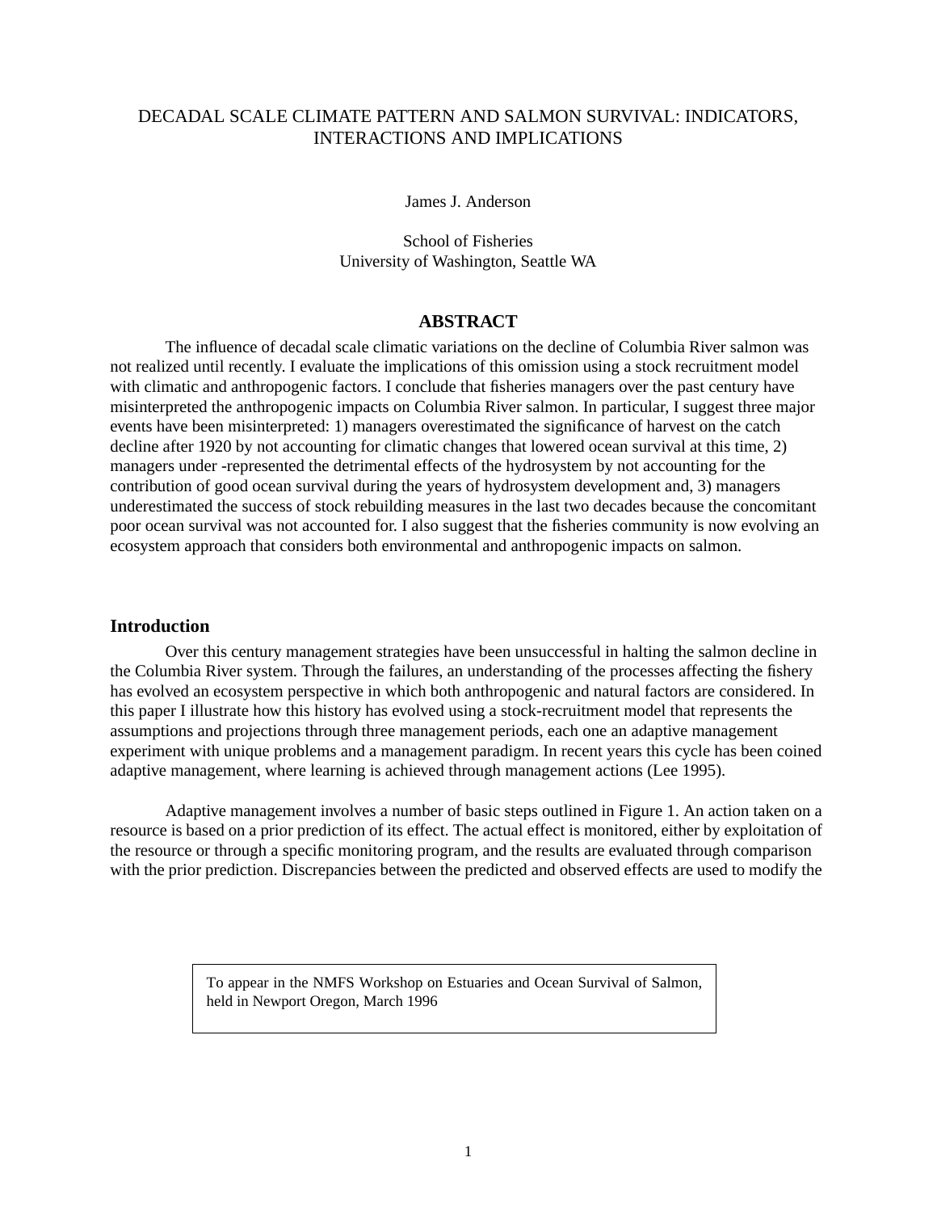# DECADAL SCALE CLIMATE PATTERN AND SALMON SURVIVAL: INDICATORS, INTERACTIONS AND IMPLICATIONS

James J. Anderson

School of Fisheries
University of Washington, Seattle WA

## ABSTRACT

The influence of decadal scale climatic variations on the decline of Columbia River salmon was not realized until recently. I evaluate the implications of this omission using a stock recruitment model with climatic and anthropogenic factors. I conclude that fisheries managers over the past century have misinterpreted the anthropogenic impacts on Columbia River salmon. In particular, I suggest three major events have been misinterpreted: 1) managers overestimated the significance of harvest on the catch decline after 1920 by not accounting for climatic changes that lowered ocean survival at this time, 2) managers under -represented the detrimental effects of the hydrosystem by not accounting for the contribution of good ocean survival during the years of hydrosystem development and, 3) managers underestimated the success of stock rebuilding measures in the last two decades because the concomitant poor ocean survival was not accounted for. I also suggest that the fisheries community is now evolving an ecosystem approach that considers both environmental and anthropogenic impacts on salmon.

## Introduction

Over this century management strategies have been unsuccessful in halting the salmon decline in the Columbia River system. Through the failures, an understanding of the processes affecting the fishery has evolved an ecosystem perspective in which both anthropogenic and natural factors are considered. In this paper I illustrate how this history has evolved using a stock-recruitment model that represents the assumptions and projections through three management periods, each one an adaptive management experiment with unique problems and a management paradigm. In recent years this cycle has been coined adaptive management, where learning is achieved through management actions (Lee 1995).

Adaptive management involves a number of basic steps outlined in Figure 1. An action taken on a resource is based on a prior prediction of its effect. The actual effect is monitored, either by exploitation of the resource or through a specific monitoring program, and the results are evaluated through comparison with the prior prediction. Discrepancies between the predicted and observed effects are used to modify the

To appear in the NMFS Workshop on Estuaries and Ocean Survival of Salmon, held in Newport Oregon, March 1996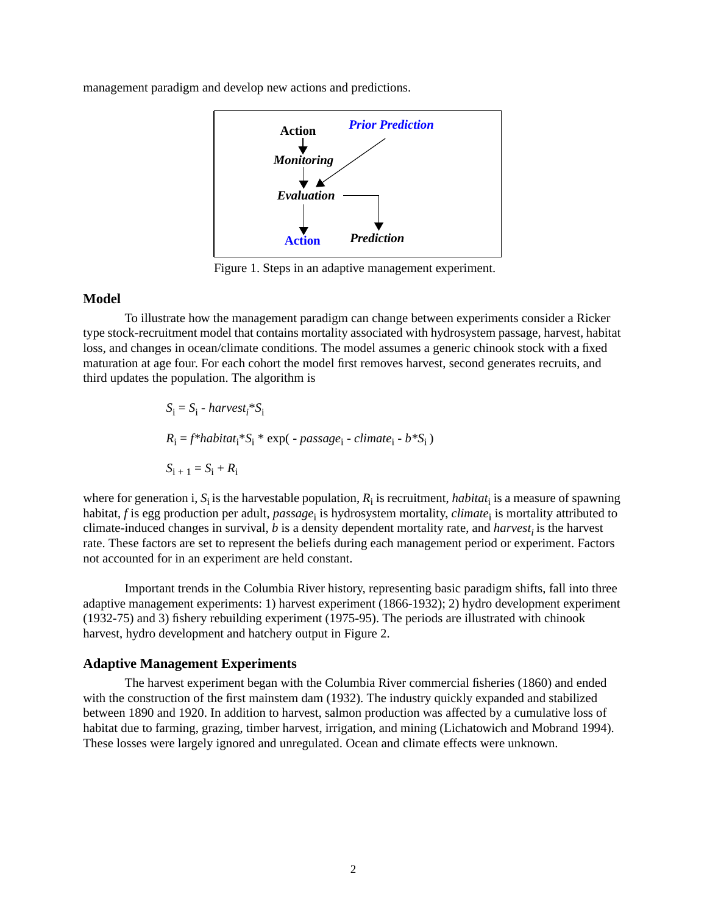management paradigm and develop new actions and predictions.

Figure 1. Steps in an adaptive management experiment.

## Model

To illustrate how the management paradigm can change between experiments consider a Ricker type stock-recruitment model that contains mortality associated with hydrosystem passage, harvest, habitat loss, and changes in ocean/climate conditions. The model assumes a generic chinook stock with a fixed maturation at age four. For each cohort the model first removes harvest, second generates recruits, and third updates the population. The algorithm is

$$S_i = S_i - harvest_i * S_i$$

$$R_i = f * habitat_i * S_i * \exp(-passage_i - climate_i - b * S_i)$$

$$S_{i+1} = S_i + R_i$$

where for generation i, $S_i$ is the harvestable population, $R_i$ is recruitment, $habitat_i$ is a measure of spawning habitat, $f$ is egg production per adult, $passage_i$ is hydrosystem mortality, $climate_i$ is mortality attributed to climate-induced changes in survival, $b$ is a density dependent mortality rate, and $harvest_i$ is the harvest rate. These factors are set to represent the beliefs during each management period or experiment. Factors not accounted for in an experiment are held constant.

Important trends in the Columbia River history, representing basic paradigm shifts, fall into three adaptive management experiments: 1) harvest experiment (1866-1932); 2) hydro development experiment (1932-75) and 3) fishery rebuilding experiment (1975-95). The periods are illustrated with chinook harvest, hydro development and hatchery output in Figure 2.

## Adaptive Management Experiments

The harvest experiment began with the Columbia River commercial fisheries (1860) and ended with the construction of the first mainstem dam (1932). The industry quickly expanded and stabilized between 1890 and 1920. In addition to harvest, salmon production was affected by a cumulative loss of habitat due to farming, grazing, timber harvest, irrigation, and mining (Lichatowich and Mobrand 1994). These losses were largely ignored and unregulated. Ocean and climate effects were unknown.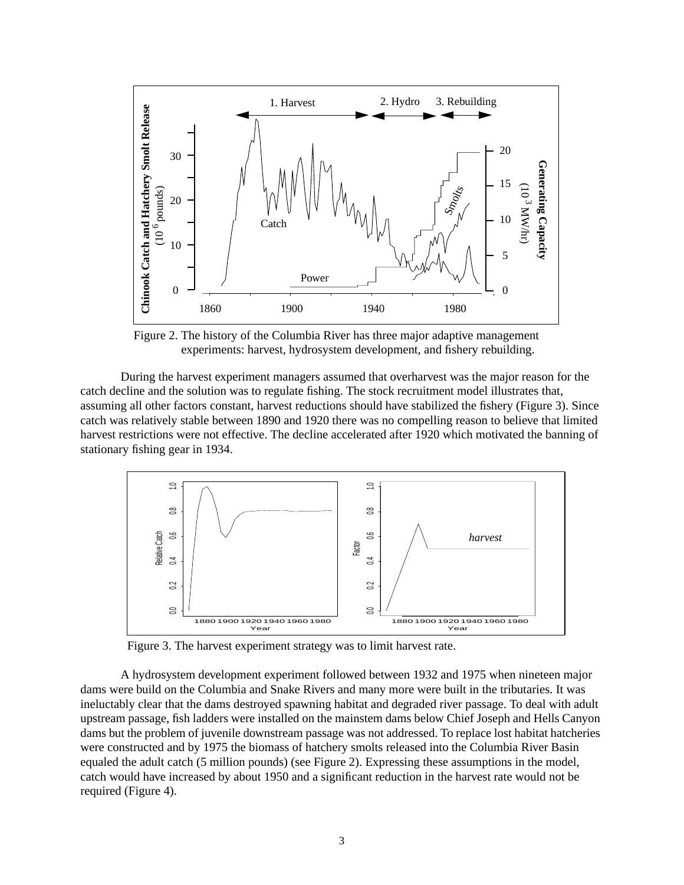Figure 2. The history of the Columbia River has three major adaptive management experiments: harvest, hydrosystem development, and fishery rebuilding.

During the harvest experiment managers assumed that overharvest was the major reason for the catch decline and the solution was to regulate fishing. The stock recruitment model illustrates that, assuming all other factors constant, harvest reductions should have stabilized the fishery (Figure 3). Since catch was relatively stable between 1890 and 1920 there was no compelling reason to believe that limited harvest restrictions were not effective. The decline accelerated after 1920 which motivated the banning of stationary fishing gear in 1934.

Figure 3. The harvest experiment strategy was to limit harvest rate.

A hydrosystem development experiment followed between 1932 and 1975 when nineteen major dams were build on the Columbia and Snake Rivers and many more were built in the tributaries. It was ineluctably clear that the dams destroyed spawning habitat and degraded river passage. To deal with adult upstream passage, fish ladders were installed on the mainstem dams below Chief Joseph and Hells Canyon dams but the problem of juvenile downstream passage was not addressed. To replace lost habitat hatcheries were constructed and by 1975 the biomass of hatchery smolts released into the Columbia River Basin equaled the adult catch (5 million pounds) (see Figure 2). Expressing these assumptions in the model, catch would have increased by about 1950 and a significant reduction in the harvest rate would not be required (Figure 4).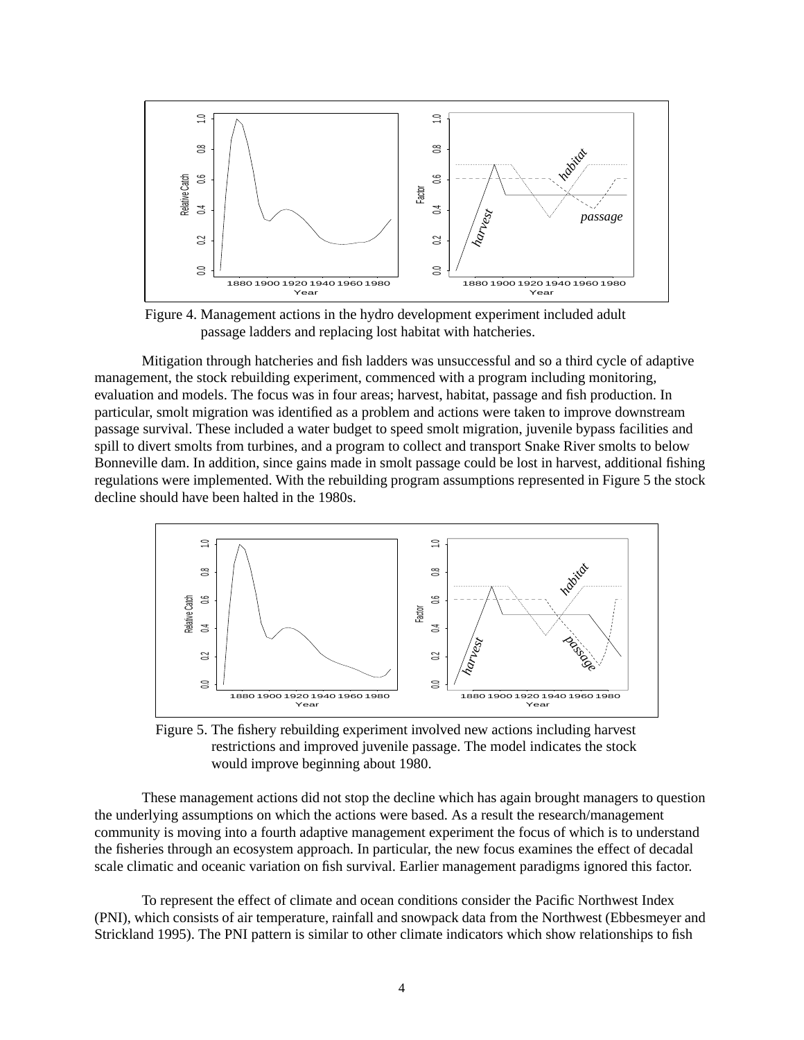Figure 4. Management actions in the hydro development experiment included adult passage ladders and replacing lost habitat with hatcheries.

Mitigation through hatcheries and fish ladders was unsuccessful and so a third cycle of adaptive management, the stock rebuilding experiment, commenced with a program including monitoring, evaluation and models. The focus was in four areas; harvest, habitat, passage and fish production. In particular, smolt migration was identified as a problem and actions were taken to improve downstream passage survival. These included a water budget to speed smolt migration, juvenile bypass facilities and spill to divert smolts from turbines, and a program to collect and transport Snake River smolts to below Bonneville dam. In addition, since gains made in smolt passage could be lost in harvest, additional fishing regulations were implemented. With the rebuilding program assumptions represented in Figure 5 the stock decline should have been halted in the 1980s.

Figure 5. The fishery rebuilding experiment involved new actions including harvest restrictions and improved juvenile passage. The model indicates the stock would improve beginning about 1980.

These management actions did not stop the decline which has again brought managers to question the underlying assumptions on which the actions were based. As a result the research/management community is moving into a fourth adaptive management experiment the focus of which is to understand the fisheries through an ecosystem approach. In particular, the new focus examines the effect of decadal scale climatic and oceanic variation on fish survival. Earlier management paradigms ignored this factor.

To represent the effect of climate and ocean conditions consider the Pacific Northwest Index (PNI), which consists of air temperature, rainfall and snowpack data from the Northwest (Ebbesmeyer and Strickland 1995). The PNI pattern is similar to other climate indicators which show relationships to fish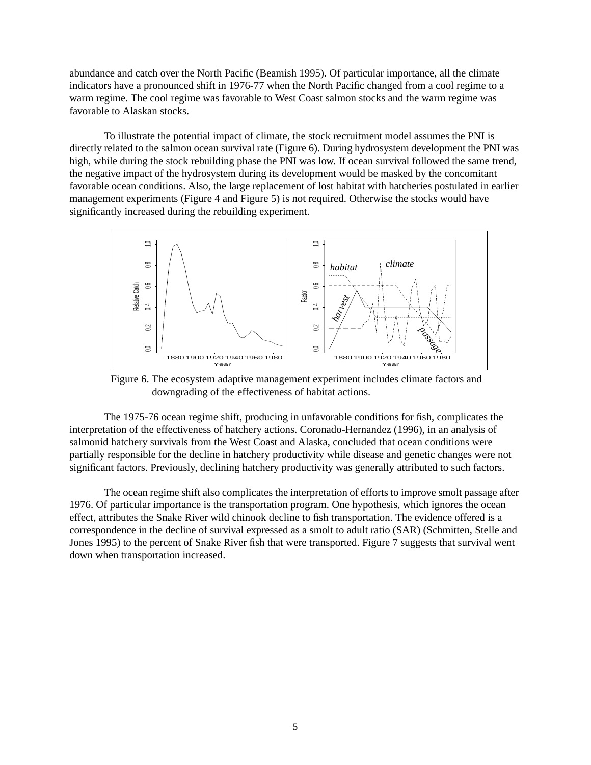abundance and catch over the North Pacific (Beamish 1995). Of particular importance, all the climate indicators have a pronounced shift in 1976-77 when the North Pacific changed from a cool regime to a warm regime. The cool regime was favorable to West Coast salmon stocks and the warm regime was favorable to Alaskan stocks.

To illustrate the potential impact of climate, the stock recruitment model assumes the PNI is directly related to the salmon ocean survival rate (Figure 6). During hydrosystem development the PNI was high, while during the stock rebuilding phase the PNI was low. If ocean survival followed the same trend, the negative impact of the hydrosystem during its development would be masked by the concomitant favorable ocean conditions. Also, the large replacement of lost habitat with hatcheries postulated in earlier management experiments (Figure 4 and Figure 5) is not required. Otherwise the stocks would have significantly increased during the rebuilding experiment.

Figure 6. The ecosystem adaptive management experiment includes climate factors and downgrading of the effectiveness of habitat actions.

The 1975-76 ocean regime shift, producing in unfavorable conditions for fish, complicates the interpretation of the effectiveness of hatchery actions. Coronado-Hernandez (1996), in an analysis of salmonid hatchery survivals from the West Coast and Alaska, concluded that ocean conditions were partially responsible for the decline in hatchery productivity while disease and genetic changes were not significant factors. Previously, declining hatchery productivity was generally attributed to such factors.

The ocean regime shift also complicates the interpretation of efforts to improve smolt passage after 1976. Of particular importance is the transportation program. One hypothesis, which ignores the ocean effect, attributes the Snake River wild chinook decline to fish transportation. The evidence offered is a correspondence in the decline of survival expressed as a smolt to adult ratio (SAR) (Schmitten, Stelle and Jones 1995) to the percent of Snake River fish that were transported. Figure 7 suggests that survival went down when transportation increased.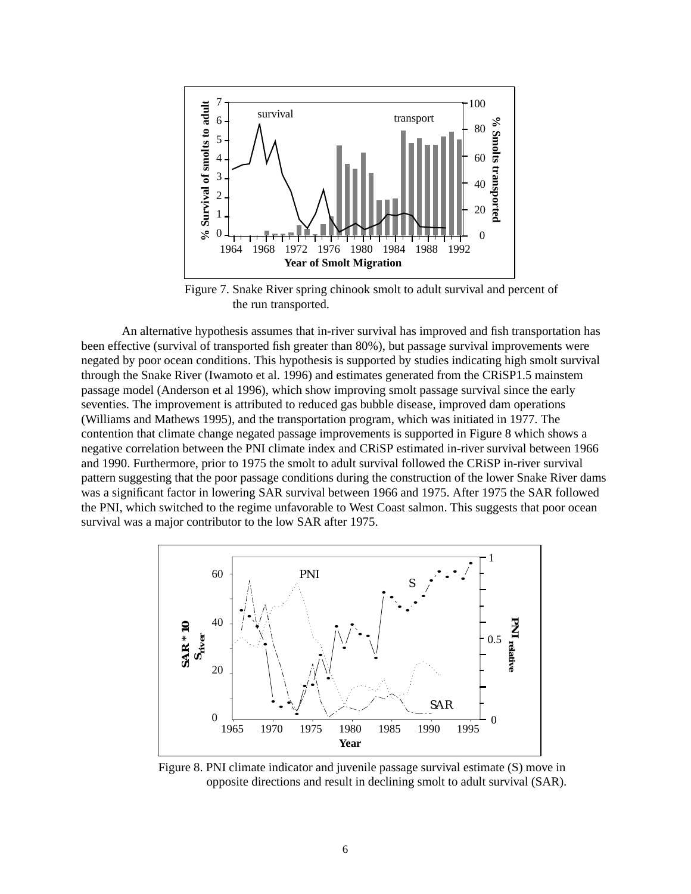Figure 7. Snake River spring chinook smolt to adult survival and percent of the run transported.

An alternative hypothesis assumes that in-river survival has improved and fish transportation has been effective (survival of transported fish greater than 80%), but passage survival improvements were negated by poor ocean conditions. This hypothesis is supported by studies indicating high smolt survival through the Snake River (Iwamoto et al. 1996) and estimates generated from the CRiSP1.5 mainstem passage model (Anderson et al 1996), which show improving smolt passage survival since the early seventies. The improvement is attributed to reduced gas bubble disease, improved dam operations (Williams and Mathews 1995), and the transportation program, which was initiated in 1977. The contention that climate change negated passage improvements is supported in Figure 8 which shows a negative correlation between the PNI climate index and CRiSP estimated in-river survival between 1966 and 1990. Furthermore, prior to 1975 the smolt to adult survival followed the CRiSP in-river survival pattern suggesting that the poor passage conditions during the construction of the lower Snake River dams was a significant factor in lowering SAR survival between 1966 and 1975. After 1975 the SAR followed the PNI, which switched to the regime unfavorable to West Coast salmon. This suggests that poor ocean survival was a major contributor to the low SAR after 1975.

Figure 8. PNI climate indicator and juvenile passage survival estimate (S) move in opposite directions and result in declining smolt to adult survival (SAR).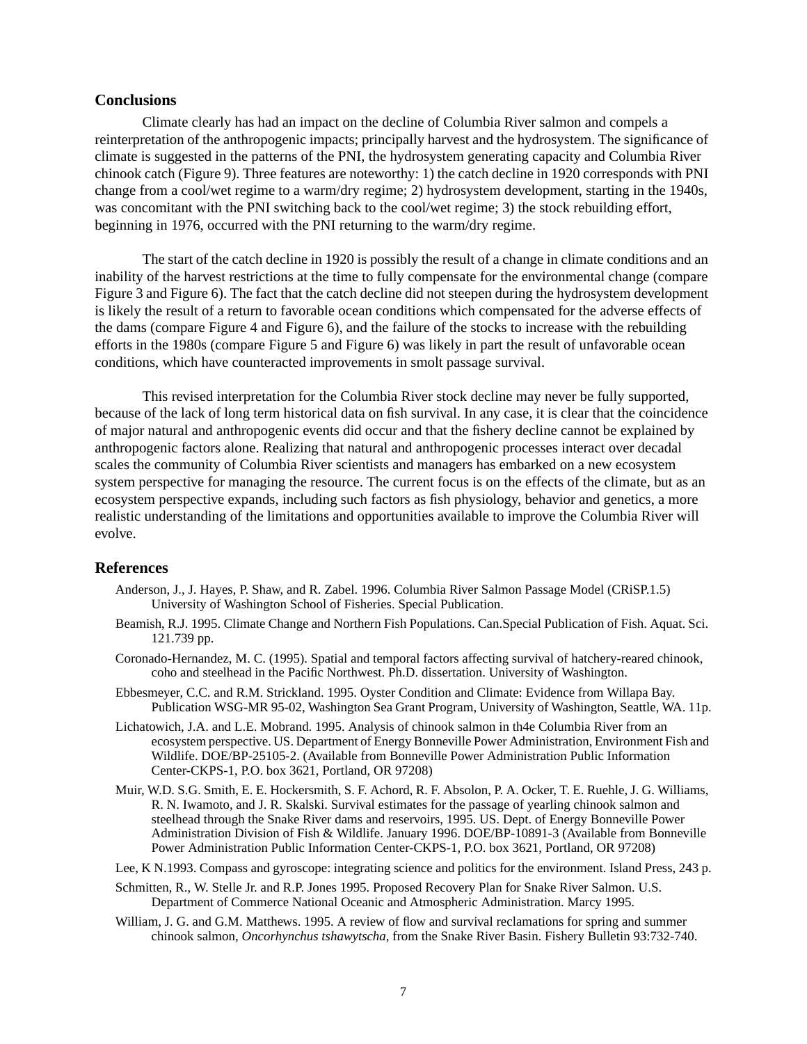## Conclusions

Climate clearly has had an impact on the decline of Columbia River salmon and compels a reinterpretation of the anthropogenic impacts; principally harvest and the hydrosystem. The significance of climate is suggested in the patterns of the PNI, the hydrosystem generating capacity and Columbia River chinook catch (Figure 9). Three features are noteworthy: 1) the catch decline in 1920 corresponds with PNI change from a cool/wet regime to a warm/dry regime; 2) hydrosystem development, starting in the 1940s, was concomitant with the PNI switching back to the cool/wet regime; 3) the stock rebuilding effort, beginning in 1976, occurred with the PNI returning to the warm/dry regime.

The start of the catch decline in 1920 is possibly the result of a change in climate conditions and an inability of the harvest restrictions at the time to fully compensate for the environmental change (compare Figure 3 and Figure 6). The fact that the catch decline did not steepen during the hydrosystem development is likely the result of a return to favorable ocean conditions which compensated for the adverse effects of the dams (compare Figure 4 and Figure 6), and the failure of the stocks to increase with the rebuilding efforts in the 1980s (compare Figure 5 and Figure 6) was likely in part the result of unfavorable ocean conditions, which have counteracted improvements in smolt passage survival.

This revised interpretation for the Columbia River stock decline may never be fully supported, because of the lack of long term historical data on fish survival. In any case, it is clear that the coincidence of major natural and anthropogenic events did occur and that the fishery decline cannot be explained by anthropogenic factors alone. Realizing that natural and anthropogenic processes interact over decadal scales the community of Columbia River scientists and managers has embarked on a new ecosystem system perspective for managing the resource. The current focus is on the effects of the climate, but as an ecosystem perspective expands, including such factors as fish physiology, behavior and genetics, a more realistic understanding of the limitations and opportunities available to improve the Columbia River will evolve.

## References

Anderson, J., J. Hayes, P. Shaw, and R. Zabel. 1996. Columbia River Salmon Passage Model (CRiSP.1.5) University of Washington School of Fisheries. Special Publication.

Beamish, R.J. 1995. Climate Change and Northern Fish Populations. Can.Special Publication of Fish. Aquat. Sci. 121.739 pp.

Coronado-Hernandez, M. C. (1995). Spatial and temporal factors affecting survival of hatchery-reared chinook, coho and steelhead in the Pacific Northwest. Ph.D. dissertation. University of Washington.

Ebbesmeyer, C.C. and R.M. Strickland. 1995. Oyster Condition and Climate: Evidence from Willapa Bay. Publication WSG-MR 95-02, Washington Sea Grant Program, University of Washington, Seattle, WA. 11p.

Lichatowich, J.A. and L.E. Mobrand. 1995. Analysis of chinook salmon in th4e Columbia River from an ecosystem perspective. US. Department of Energy Bonneville Power Administration, Environment Fish and Wildlife. DOE/BP-25105-2. (Available from Bonneville Power Administration Public Information Center-CKPS-1, P.O. box 3621, Portland, OR 97208)

Muir, W.D. S.G. Smith, E. E. Hockersmith, S. F. Achord, R. F. Absolon, P. A. Ocker, T. E. Ruehle, J. G. Williams, R. N. Iwamoto, and J. R. Skalski. Survival estimates for the passage of yearling chinook salmon and steelhead through the Snake River dams and reservoirs, 1995. US. Dept. of Energy Bonneville Power Administration Division of Fish & Wildlife. January 1996. DOE/BP-10891-3 (Available from Bonneville Power Administration Public Information Center-CKPS-1, P.O. box 3621, Portland, OR 97208)

Lee, K N.1993. Compass and gyroscope: integrating science and politics for the environment. Island Press, 243 p.

Schmitten, R., W. Stelle Jr. and R.P. Jones 1995. Proposed Recovery Plan for Snake River Salmon. U.S. Department of Commerce National Oceanic and Atmospheric Administration. Marcy 1995.

William, J. G. and G.M. Matthews. 1995. A review of flow and survival reclamations for spring and summer chinook salmon, *Oncorhynchus tshawytscha*, from the Snake River Basin. Fishery Bulletin 93:732-740.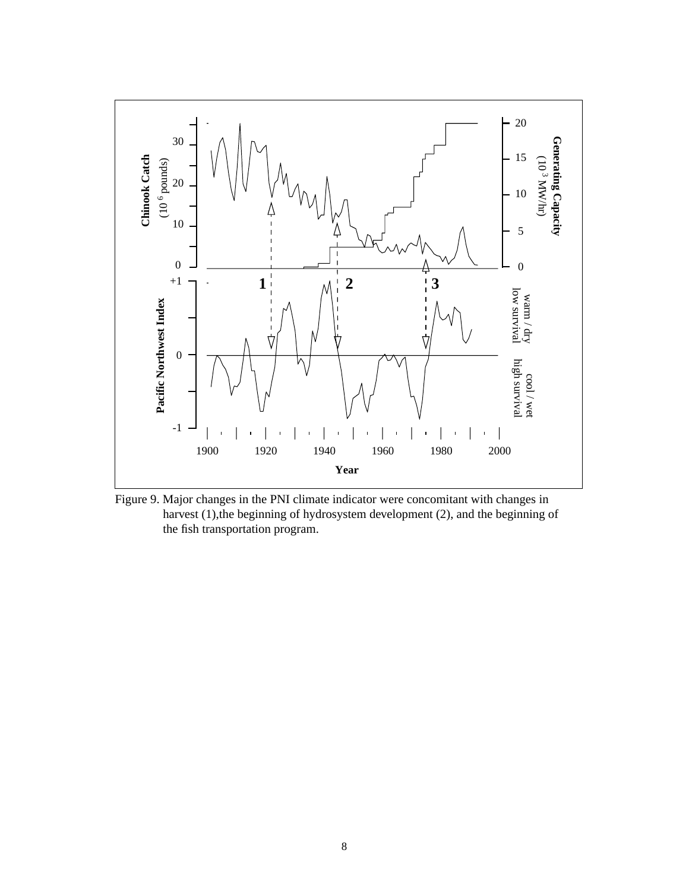Chinook Catch
($10^6$ pounds)

0
10
20
30

Generating Capacity
($10^3$ MW/hr)

0
5
10
15
20

Pacific Northwest Index

+1
0
-1

1
2
3

warm / dry
low survival

cool / wet
high survival

1900
1920
1940
1960
1980
2000

Year

Figure 9. Major changes in the PNI climate indicator were concomitant with changes in harvest (1),the beginning of hydrosystem development (2), and the beginning of the fish transportation program.